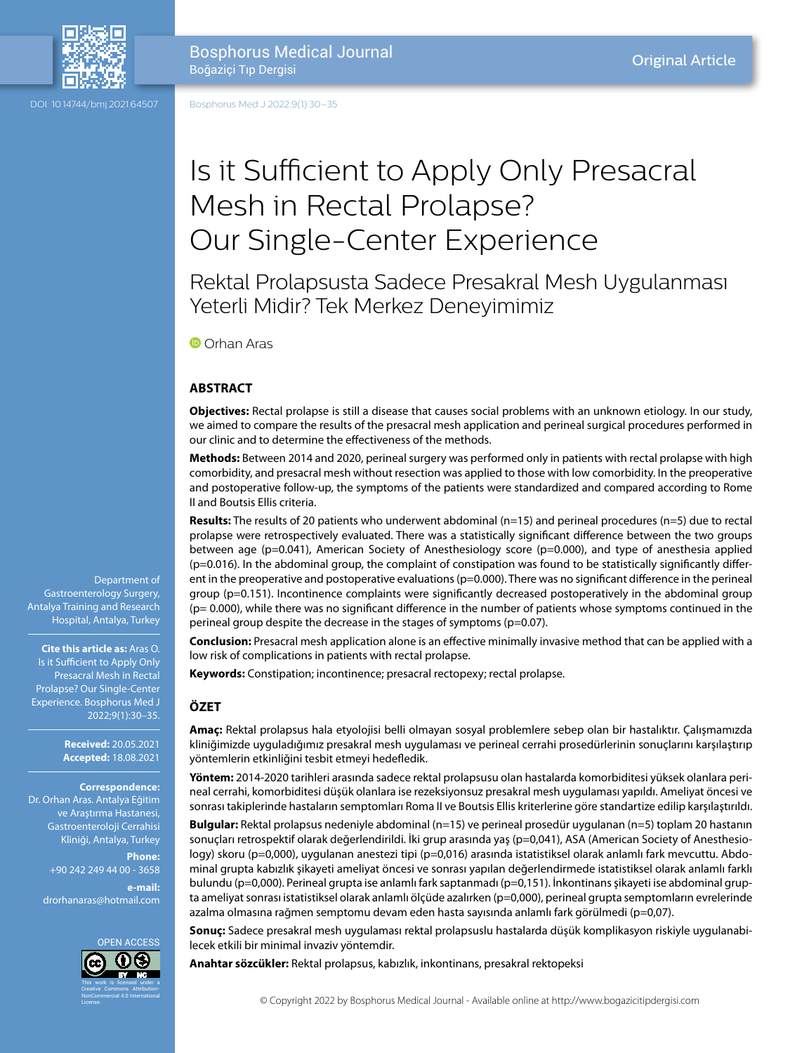# Is it Sufficient to Apply Only Presacral Mesh in Rectal Prolapse? Our Single-Center Experience

## Rektal Prolapsusta Sadece Presakral Mesh Uygulanması Yeterli Midir? Tek Merkez Deneyimimiz

Orhan Aras

Department of Gastroenterology Surgery, Antalya Training and Research Hospital, Antalya, Turkey

**Cite this article as:** Aras O. Is it Sufficient to Apply Only Presacral Mesh in Rectal Prolapse? Our Single-Center Experience. Bosphorus Med J 2022;9(1):30–35.

**Received:** 20.05.2021
**Accepted:** 18.08.2021

**Correspondence:** Dr. Orhan Aras. Antalya Eğitim ve Araştırma Hastanesi, Gastroenteroloji Cerrahisi Kliniği, Antalya, Turkey

**Phone:** +90 242 249 44 00 - 3658

**e-mail:** drorhanaras@hotmail.com

DOI: 10.14744/bmj.2021.64507

OPEN ACCESS

This work is licensed under a Creative Commons Attribution-NonCommercial 4.0 International License.

## ABSTRACT

**Objectives:** Rectal prolapse is still a disease that causes social problems with an unknown etiology. In our study, we aimed to compare the results of the presacral mesh application and perineal surgical procedures performed in our clinic and to determine the effectiveness of the methods.

**Methods:** Between 2014 and 2020, perineal surgery was performed only in patients with rectal prolapse with high comorbidity, and presacral mesh without resection was applied to those with low comorbidity. In the preoperative and postoperative follow-up, the symptoms of the patients were standardized and compared according to Rome II and Boutsis Ellis criteria.

**Results:** The results of 20 patients who underwent abdominal (n=15) and perineal procedures (n=5) due to rectal prolapse were retrospectively evaluated. There was a statistically significant difference between the two groups between age (p=0.041), American Society of Anesthesiology score (p=0.000), and type of anesthesia applied (p=0.016). In the abdominal group, the complaint of constipation was found to be statistically significantly different in the preoperative and postoperative evaluations (p=0.000). There was no significant difference in the perineal group (p=0.151). Incontinence complaints were significantly decreased postoperatively in the abdominal group (p= 0.000), while there was no significant difference in the number of patients whose symptoms continued in the perineal group despite the decrease in the stages of symptoms (p=0.07).

**Conclusion:** Presacral mesh application alone is an effective minimally invasive method that can be applied with a low risk of complications in patients with rectal prolapse.

**Keywords:** Constipation; incontinence; presacral rectopexy; rectal prolapse.

## ÖZET

**Amaç:** Rektal prolapsus hala etyolojisi belli olmayan sosyal problemlere sebep olan bir hastalıktır. Çalışmamızda kliniğimizde uyguladığımız presakral mesh uygulaması ve perineal cerrahi prosedürlerinin sonuçlarını karşılaştırıp yöntemlerin etkinliğini tesbit etmeyi hedefledik.

**Yöntem:** 2014-2020 tarihleri arasında sadece rektal prolapsusu olan hastalarda komorbiditesi yüksek olanlara perineal cerrahi, komorbiditesi düşük olanlara ise rezeksiyonsuz presakral mesh uygulaması yapıldı. Ameliyat öncesi ve sonrası takiplerinde hastaların semptomları Roma II ve Boutsis Ellis kriterlerine göre standartize edilip karşılaştırıldı.

**Bulgular:** Rektal prolapsus nedeniyle abdominal (n=15) ve perineal prosedür uygulanan (n=5) toplam 20 hastanın sonuçları retrospektif olarak değerlendirildi. İki grup arasında yaş (p=0,041), ASA (American Society of Anesthesiology) skoru (p=0,000), uygulanan anestezi tipi (p=0,016) arasında istatistiksel olarak anlamlı fark mevcuttu. Abdominal grupta kabızlık şikayeti ameliyat öncesi ve sonrası yapılan değerlendirmede istatistiksel olarak anlamlı farklı bulundu (p=0,000). Perineal grupta ise anlamlı fark saptanmadı (p=0,151). İnkontinans şikayeti ise abdominal grupta ameliyat sonrası istatistiksel olarak anlamlı ölçüde azalırken (p=0,000), perineal grupta semptomların evrelerinde azalma olmasına rağmen semptomu devam eden hasta sayısında anlamlı fark görülmedi (p=0,07).

**Sonuç:** Sadece presakral mesh uygulaması rektal prolapsuslu hastalarda düşük komplikasyon riskiyle uygulanabilecek etkili bir minimal invaziv yöntemdir.

**Anahtar sözcükler:** Rektal prolapsus, kabızlık, inkontinans, presakral rektopeksi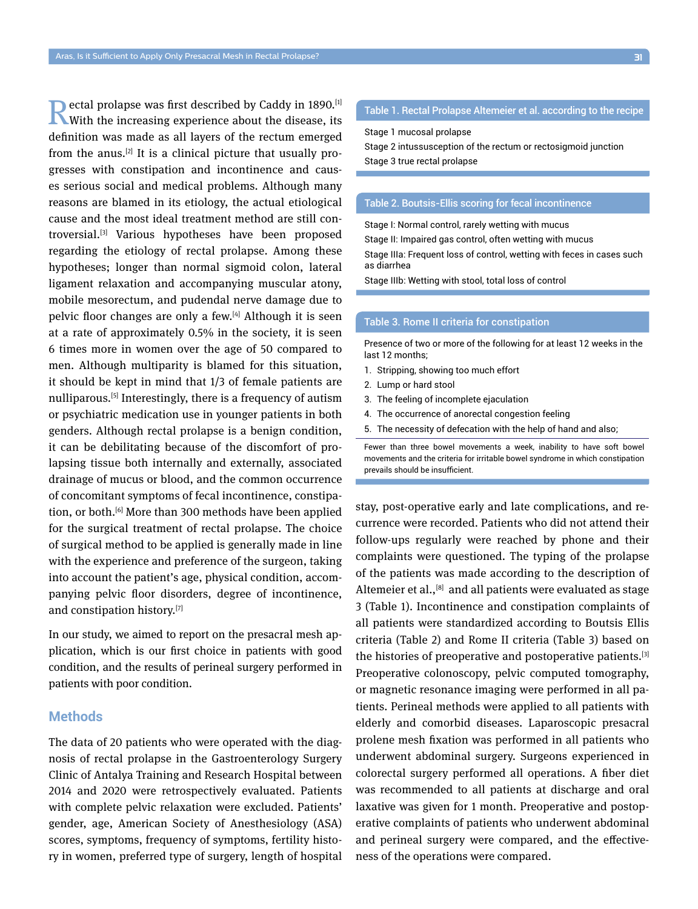Rectal prolapse was first described by Caddy in 1890.[1] With the increasing experience about the disease, its definition was made as all layers of the rectum emerged from the anus.[2] It is a clinical picture that usually progresses with constipation and incontinence and causes serious social and medical problems. Although many reasons are blamed in its etiology, the actual etiological cause and the most ideal treatment method are still controversial.[3] Various hypotheses have been proposed regarding the etiology of rectal prolapse. Among these hypotheses; longer than normal sigmoid colon, lateral ligament relaxation and accompanying muscular atony, mobile mesorectum, and pudendal nerve damage due to pelvic floor changes are only a few.[4] Although it is seen at a rate of approximately 0.5% in the society, it is seen 6 times more in women over the age of 50 compared to men. Although multiparity is blamed for this situation, it should be kept in mind that 1/3 of female patients are nulliparous.[5] Interestingly, there is a frequency of autism or psychiatric medication use in younger patients in both genders. Although rectal prolapse is a benign condition, it can be debilitating because of the discomfort of prolapsing tissue both internally and externally, associated drainage of mucus or blood, and the common occurrence of concomitant symptoms of fecal incontinence, constipation, or both.[6] More than 300 methods have been applied for the surgical treatment of rectal prolapse. The choice of surgical method to be applied is generally made in line with the experience and preference of the surgeon, taking into account the patient's age, physical condition, accompanying pelvic floor disorders, degree of incontinence, and constipation history.[7]

In our study, we aimed to report on the presacral mesh application, which is our first choice in patients with good condition, and the results of perineal surgery performed in patients with poor condition.

## Methods

The data of 20 patients who were operated with the diagnosis of rectal prolapse in the Gastroenterology Surgery Clinic of Antalya Training and Research Hospital between 2014 and 2020 were retrospectively evaluated. Patients with complete pelvic relaxation were excluded. Patients' gender, age, American Society of Anesthesiology (ASA) scores, symptoms, frequency of symptoms, fertility history in women, preferred type of surgery, length of hospital stay, post-operative early and late complications, and recurrence were recorded. Patients who did not attend their follow-ups regularly were reached by phone and their complaints were questioned. The typing of the prolapse of the patients was made according to the description of Altemeier et al.,[8] and all patients were evaluated as stage 3 (Table 1). Incontinence and constipation complaints of all patients were standardized according to Boutsis Ellis criteria (Table 2) and Rome II criteria (Table 3) based on the histories of preoperative and postoperative patients.[3] Preoperative colonoscopy, pelvic computed tomography, or magnetic resonance imaging were performed in all patients. Perineal methods were applied to all patients with elderly and comorbid diseases. Laparoscopic presacral prolene mesh fixation was performed in all patients who underwent abdominal surgery. Surgeons experienced in colorectal surgery performed all operations. A fiber diet was recommended to all patients at discharge and oral laxative was given for 1 month. Preoperative and postoperative complaints of patients who underwent abdominal and perineal surgery were compared, and the effectiveness of the operations were compared.

**Table 1. Rectal Prolapse Altemeier et al. according to the recipe**

| |
|---|
| Stage 1 mucosal prolapse |
| Stage 2 intussusception of the rectum or rectosigmoid junction |
| Stage 3 true rectal prolapse |

**Table 2. Boutsis-Ellis scoring for fecal incontinence**

| |
|---|
| Stage I: Normal control, rarely wetting with mucus |
| Stage II: Impaired gas control, often wetting with mucus |
| Stage IIIa: Frequent loss of control, wetting with feces in cases such as diarrhea |
| Stage IIIb: Wetting with stool, total loss of control |

**Table 3. Rome II criteria for constipation**

Presence of two or more of the following for at least 12 weeks in the last 12 months;

1. Stripping, showing too much effort
2. Lump or hard stool
3. The feeling of incomplete ejaculation
4. The occurrence of anorectal congestion feeling
5. The necessity of defecation with the help of hand and also;

Fewer than three bowel movements a week, inability to have soft bowel movements and the criteria for irritable bowel syndrome in which constipation prevails should be insufficient.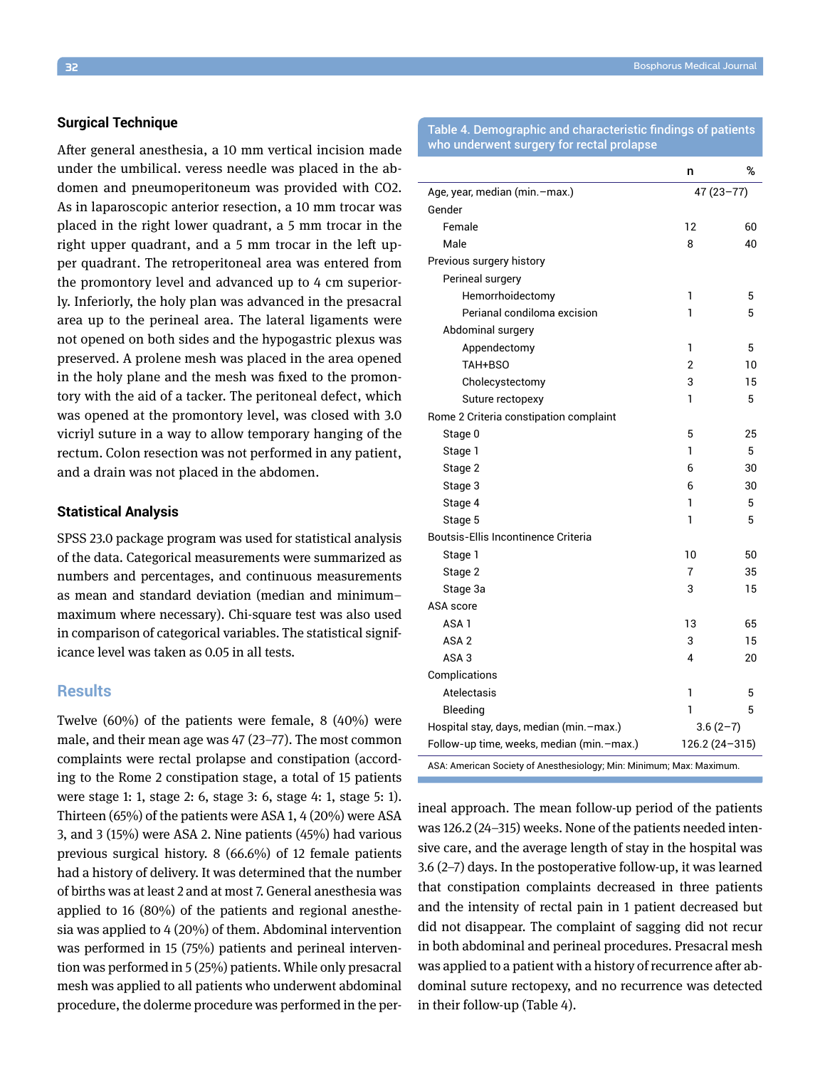### Surgical Technique

After general anesthesia, a 10 mm vertical incision made under the umbilical. veress needle was placed in the abdomen and pneumoperitoneum was provided with CO2. As in laparoscopic anterior resection, a 10 mm trocar was placed in the right lower quadrant, a 5 mm trocar in the right upper quadrant, and a 5 mm trocar in the left upper quadrant. The retroperitoneal area was entered from the promontory level and advanced up to 4 cm superiorly. Inferiorly, the holy plan was advanced in the presacral area up to the perineal area. The lateral ligaments were not opened on both sides and the hypogastric plexus was preserved. A prolene mesh was placed in the area opened in the holy plane and the mesh was fixed to the promontory with the aid of a tacker. The peritoneal defect, which was opened at the promontory level, was closed with 3.0 vicriyl suture in a way to allow temporary hanging of the rectum. Colon resection was not performed in any patient, and a drain was not placed in the abdomen.

### Statistical Analysis

SPSS 23.0 package program was used for statistical analysis of the data. Categorical measurements were summarized as numbers and percentages, and continuous measurements as mean and standard deviation (median and minimum–maximum where necessary). Chi-square test was also used in comparison of categorical variables. The statistical significance level was taken as 0.05 in all tests.

## Results

Twelve (60%) of the patients were female, 8 (40%) were male, and their mean age was 47 (23–77). The most common complaints were rectal prolapse and constipation (according to the Rome 2 constipation stage, a total of 15 patients were stage 1: 1, stage 2: 6, stage 3: 6, stage 4: 1, stage 5: 1). Thirteen (65%) of the patients were ASA 1, 4 (20%) were ASA 3, and 3 (15%) were ASA 2. Nine patients (45%) had various previous surgical history. 8 (66.6%) of 12 female patients had a history of delivery. It was determined that the number of births was at least 2 and at most 7. General anesthesia was applied to 16 (80%) of the patients and regional anesthesia was applied to 4 (20%) of them. Abdominal intervention was performed in 15 (75%) patients and perineal intervention was performed in 5 (25%) patients. While only presacral mesh was applied to all patients who underwent abdominal procedure, the dolerme procedure was performed in the perineal approach. The mean follow-up period of the patients was 126.2 (24–315) weeks. None of the patients needed intensive care, and the average length of stay in the hospital was 3.6 (2–7) days. In the postoperative follow-up, it was learned that constipation complaints decreased in three patients and the intensity of rectal pain in 1 patient decreased but did not disappear. The complaint of sagging did not recur in both abdominal and perineal procedures. Presacral mesh was applied to a patient with a history of recurrence after abdominal suture rectopexy, and no recurrence was detected in their follow-up (Table 4).

**Table 4. Demographic and characteristic findings of patients who underwent surgery for rectal prolapse**

| | n | % |
|---|---|---|
| Age, year, median (min.–max.) | 47 (23–77) | |
| Gender | | |
| Female | 12 | 60 |
| Male | 8 | 40 |
| Previous surgery history | | |
| Perineal surgery | | |
| Hemorrhoidectomy | 1 | 5 |
| Perianal condiloma excision | 1 | 5 |
| Abdominal surgery | | |
| Appendectomy | 1 | 5 |
| TAH+BSO | 2 | 10 |
| Cholecystectomy | 3 | 15 |
| Suture rectopexy | 1 | 5 |
| Rome 2 Criteria constipation complaint | | |
| Stage 0 | 5 | 25 |
| Stage 1 | 1 | 5 |
| Stage 2 | 6 | 30 |
| Stage 3 | 6 | 30 |
| Stage 4 | 1 | 5 |
| Stage 5 | 1 | 5 |
| Boutsis-Ellis Incontinence Criteria | | |
| Stage 1 | 10 | 50 |
| Stage 2 | 7 | 35 |
| Stage 3a | 3 | 15 |
| ASA score | | |
| ASA 1 | 13 | 65 |
| ASA 2 | 3 | 15 |
| ASA 3 | 4 | 20 |
| Complications | | |
| Atelectasis | 1 | 5 |
| Bleeding | 1 | 5 |
| Hospital stay, days, median (min.–max.) | 3.6 (2–7) | |
| Follow-up time, weeks, median (min.–max.) | 126.2 (24–315) | |

ASA: American Society of Anesthesiology; Min: Minimum; Max: Maximum.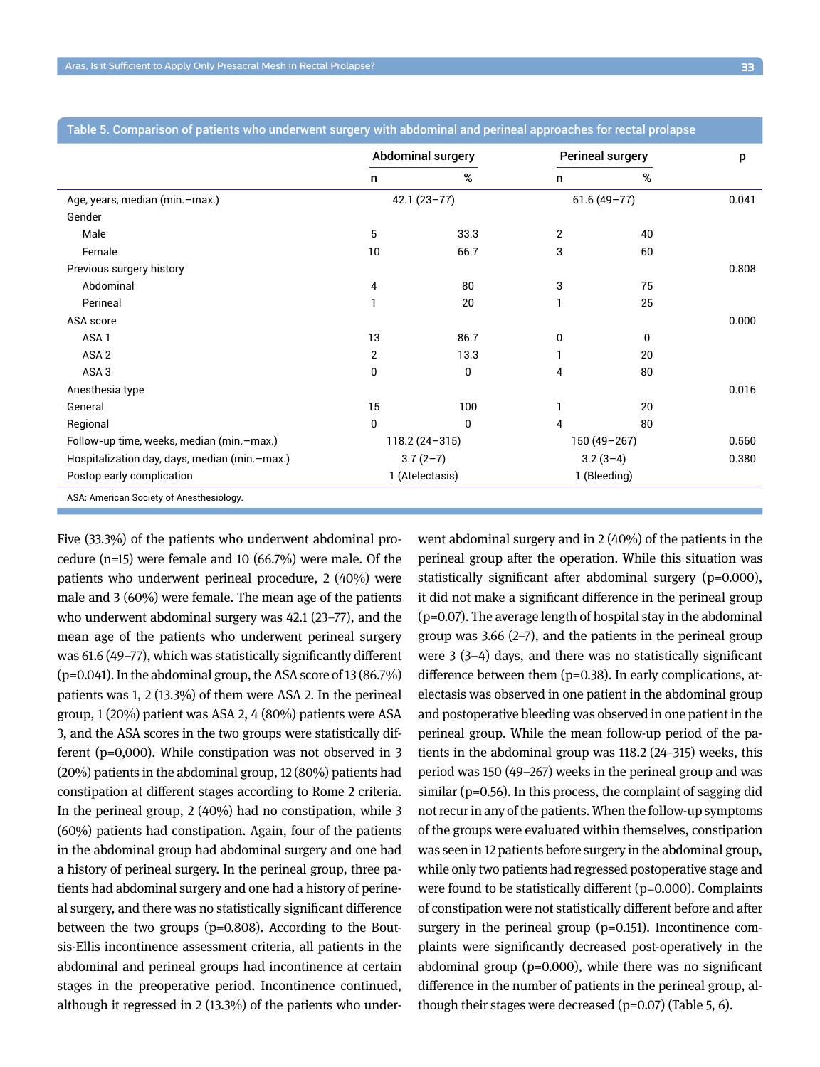**Table 5. Comparison of patients who underwent surgery with abdominal and perineal approaches for rectal prolapse**

| | Abdominal surgery | | Perineal surgery | | p |
|---|---|---|---|---|---|
| | n | % | n | % | |
| Age, years, median (min.–max.) | 42.1 (23–77) | | 61.6 (49–77) | | 0.041 |
| Gender | | | | | |
| Male | 5 | 33.3 | 2 | 40 | |
| Female | 10 | 66.7 | 3 | 60 | |
| Previous surgery history | | | | | 0.808 |
| Abdominal | 4 | 80 | 3 | 75 | |
| Perineal | 1 | 20 | 1 | 25 | |
| ASA score | | | | | 0.000 |
| ASA 1 | 13 | 86.7 | 0 | 0 | |
| ASA 2 | 2 | 13.3 | 1 | 20 | |
| ASA 3 | 0 | 0 | 4 | 80 | |
| Anesthesia type | | | | | 0.016 |
| General | 15 | 100 | 1 | 20 | |
| Regional | 0 | 0 | 4 | 80 | |
| Follow-up time, weeks, median (min.–max.) | 118.2 (24–315) | | 150 (49–267) | | 0.560 |
| Hospitalization day, days, median (min.–max.) | 3.7 (2–7) | | 3.2 (3–4) | | 0.380 |
| Postop early complication | 1 (Atelectasis) | | 1 (Bleeding) | | |

ASA: American Society of Anesthesiology.

Five (33.3%) of the patients who underwent abdominal procedure (n=15) were female and 10 (66.7%) were male. Of the patients who underwent perineal procedure, 2 (40%) were male and 3 (60%) were female. The mean age of the patients who underwent abdominal surgery was 42.1 (23–77), and the mean age of the patients who underwent perineal surgery was 61.6 (49–77), which was statistically significantly different (p=0.041). In the abdominal group, the ASA score of 13 (86.7%) patients was 1, 2 (13.3%) of them were ASA 2. In the perineal group, 1 (20%) patient was ASA 2, 4 (80%) patients were ASA 3, and the ASA scores in the two groups were statistically different (p=0,000). While constipation was not observed in 3 (20%) patients in the abdominal group, 12 (80%) patients had constipation at different stages according to Rome 2 criteria. In the perineal group, 2 (40%) had no constipation, while 3 (60%) patients had constipation. Again, four of the patients in the abdominal group had abdominal surgery and one had a history of perineal surgery. In the perineal group, three patients had abdominal surgery and one had a history of perineal surgery, and there was no statistically significant difference between the two groups (p=0.808). According to the Boutsis-Ellis incontinence assessment criteria, all patients in the abdominal and perineal groups had incontinence at certain stages in the preoperative period. Incontinence continued, although it regressed in 2 (13.3%) of the patients who underwent abdominal surgery and in 2 (40%) of the patients in the perineal group after the operation. While this situation was statistically significant after abdominal surgery (p=0.000), it did not make a significant difference in the perineal group (p=0.07). The average length of hospital stay in the abdominal group was 3.66 (2–7), and the patients in the perineal group were 3 (3–4) days, and there was no statistically significant difference between them (p=0.38). In early complications, atelectasis was observed in one patient in the abdominal group and postoperative bleeding was observed in one patient in the perineal group. While the mean follow-up period of the patients in the abdominal group was 118.2 (24–315) weeks, this period was 150 (49–267) weeks in the perineal group and was similar (p=0.56). In this process, the complaint of sagging did not recur in any of the patients. When the follow-up symptoms of the groups were evaluated within themselves, constipation was seen in 12 patients before surgery in the abdominal group, while only two patients had regressed postoperative stage and were found to be statistically different (p=0.000). Complaints of constipation were not statistically different before and after surgery in the perineal group (p=0.151). Incontinence complaints were significantly decreased post-operatively in the abdominal group (p=0.000), while there was no significant difference in the number of patients in the perineal group, although their stages were decreased (p=0.07) (Table 5, 6).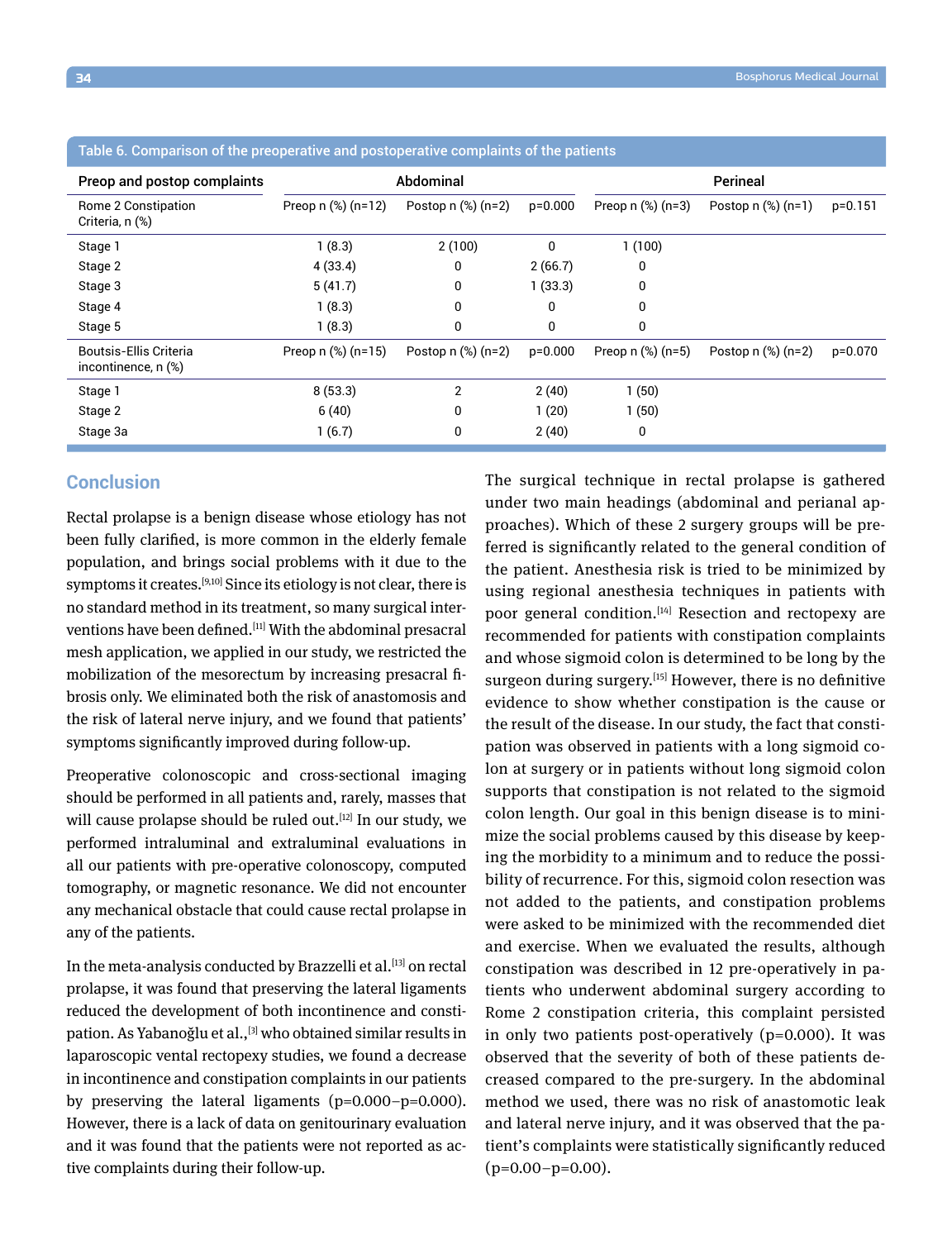Table 6. Comparison of the preoperative and postoperative complaints of the patients

| Preop and postop complaints | Abdominal | | | Perineal | | |
|---|---|---|---|---|---|---|
| Rome 2 Constipation Criteria, n (%) | Preop n (%) (n=12) | Postop n (%) (n=2) | p=0.000 | Preop n (%) (n=3) | Postop n (%) (n=1) | p=0.151 |
| Stage 1 | 1 (8.3) | 2 (100) | 0 | 1 (100) | | |
| Stage 2 | 4 (33.4) | 0 | 2 (66.7) | 0 | | |
| Stage 3 | 5 (41.7) | 0 | 1 (33.3) | 0 | | |
| Stage 4 | 1 (8.3) | 0 | 0 | 0 | | |
| Stage 5 | 1 (8.3) | 0 | 0 | 0 | | |
| Boutsis-Ellis Criteria incontinence, n (%) | Preop n (%) (n=15) | Postop n (%) (n=2) | p=0.000 | Preop n (%) (n=5) | Postop n (%) (n=2) | p=0.070 |
| Stage 1 | 8 (53.3) | 2 | 2 (40) | 1 (50) | | |
| Stage 2 | 6 (40) | 0 | 1 (20) | 1 (50) | | |
| Stage 3a | 1 (6.7) | 0 | 2 (40) | 0 | | |

## Conclusion

Rectal prolapse is a benign disease whose etiology has not been fully clarified, is more common in the elderly female population, and brings social problems with it due to the symptoms it creates.[9,10] Since its etiology is not clear, there is no standard method in its treatment, so many surgical interventions have been defined.[11] With the abdominal presacral mesh application, we applied in our study, we restricted the mobilization of the mesorectum by increasing presacral fibrosis only. We eliminated both the risk of anastomosis and the risk of lateral nerve injury, and we found that patients' symptoms significantly improved during follow-up.

Preoperative colonoscopic and cross-sectional imaging should be performed in all patients and, rarely, masses that will cause prolapse should be ruled out.[12] In our study, we performed intraluminal and extraluminal evaluations in all our patients with pre-operative colonoscopy, computed tomography, or magnetic resonance. We did not encounter any mechanical obstacle that could cause rectal prolapse in any of the patients.

In the meta-analysis conducted by Brazzelli et al.[13] on rectal prolapse, it was found that preserving the lateral ligaments reduced the development of both incontinence and constipation. As Yabanoğlu et al.,[3] who obtained similar results in laparoscopic vental rectopexy studies, we found a decrease in incontinence and constipation complaints in our patients by preserving the lateral ligaments (p=0.000–p=0.000). However, there is a lack of data on genitourinary evaluation and it was found that the patients were not reported as active complaints during their follow-up.

The surgical technique in rectal prolapse is gathered under two main headings (abdominal and perianal approaches). Which of these 2 surgery groups will be preferred is significantly related to the general condition of the patient. Anesthesia risk is tried to be minimized by using regional anesthesia techniques in patients with poor general condition.[14] Resection and rectopexy are recommended for patients with constipation complaints and whose sigmoid colon is determined to be long by the surgeon during surgery.[15] However, there is no definitive evidence to show whether constipation is the cause or the result of the disease. In our study, the fact that constipation was observed in patients with a long sigmoid colon at surgery or in patients without long sigmoid colon supports that constipation is not related to the sigmoid colon length. Our goal in this benign disease is to minimize the social problems caused by this disease by keeping the morbidity to a minimum and to reduce the possibility of recurrence. For this, sigmoid colon resection was not added to the patients, and constipation problems were asked to be minimized with the recommended diet and exercise. When we evaluated the results, although constipation was described in 12 pre-operatively in patients who underwent abdominal surgery according to Rome 2 constipation criteria, this complaint persisted in only two patients post-operatively (p=0.000). It was observed that the severity of both of these patients decreased compared to the pre-surgery. In the abdominal method we used, there was no risk of anastomotic leak and lateral nerve injury, and it was observed that the patient's complaints were statistically significantly reduced (p=0.00–p=0.00).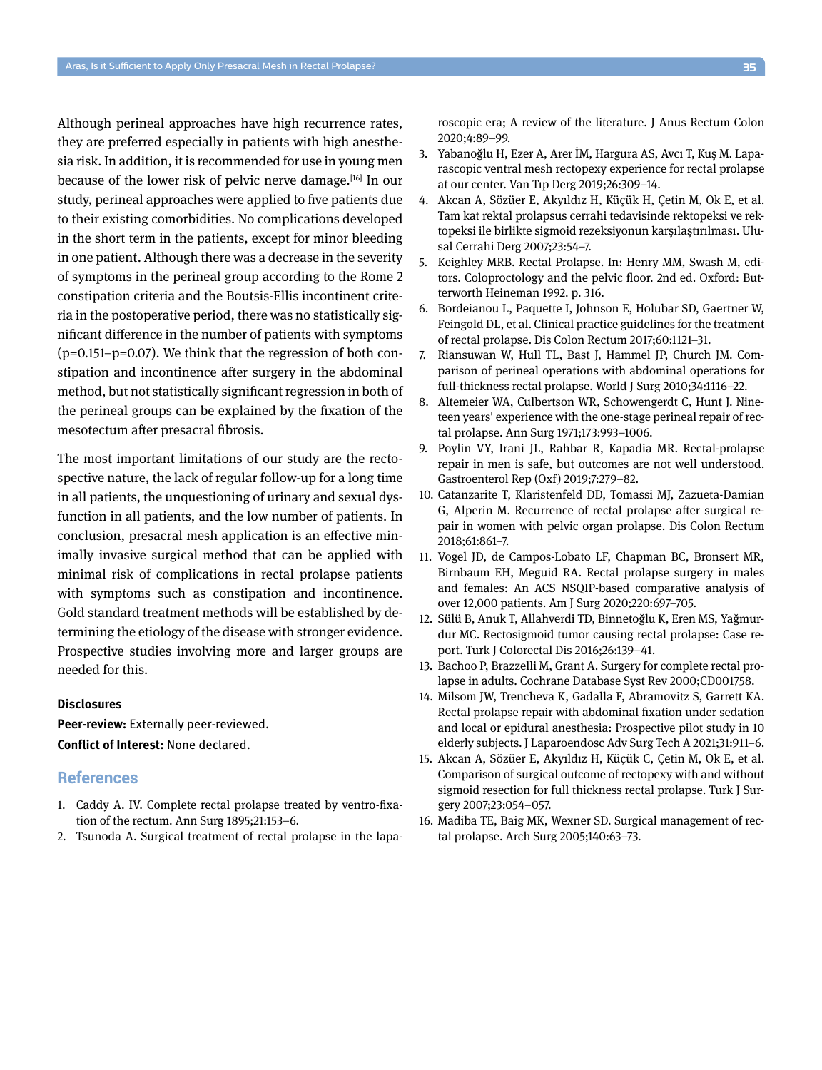Although perineal approaches have high recurrence rates, they are preferred especially in patients with high anesthesia risk. In addition, it is recommended for use in young men because of the lower risk of pelvic nerve damage.[16] In our study, perineal approaches were applied to five patients due to their existing comorbidities. No complications developed in the short term in the patients, except for minor bleeding in one patient. Although there was a decrease in the severity of symptoms in the perineal group according to the Rome 2 constipation criteria and the Boutsis-Ellis incontinent criteria in the postoperative period, there was no statistically significant difference in the number of patients with symptoms (p=0.151–p=0.07). We think that the regression of both constipation and incontinence after surgery in the abdominal method, but not statistically significant regression in both of the perineal groups can be explained by the fixation of the mesotectum after presacral fibrosis.

The most important limitations of our study are the rectospective nature, the lack of regular follow-up for a long time in all patients, the unquestioning of urinary and sexual dysfunction in all patients, and the low number of patients. In conclusion, presacral mesh application is an effective minimally invasive surgical method that can be applied with minimal risk of complications in rectal prolapse patients with symptoms such as constipation and incontinence. Gold standard treatment methods will be established by determining the etiology of the disease with stronger evidence. Prospective studies involving more and larger groups are needed for this.

### Disclosures

**Peer-review:** Externally peer-reviewed.

**Conflict of Interest:** None declared.

## References

1. Caddy A. IV. Complete rectal prolapse treated by ventro-fixation of the rectum. Ann Surg 1895;21:153–6.
2. Tsunoda A. Surgical treatment of rectal prolapse in the laparoscopic era; A review of the literature. J Anus Rectum Colon 2020;4:89–99.
3. Yabanoğlu H, Ezer A, Arer İM, Hargura AS, Avcı T, Kuş M. Laparascopic ventral mesh rectopexy experience for rectal prolapse at our center. Van Tıp Derg 2019;26:309–14.
4. Akcan A, Sözüer E, Akyıldız H, Küçük H, Çetin M, Ok E, et al. Tam kat rektal prolapsus cerrahi tedavisinde rektopeksi ve rektopeksi ile birlikte sigmoid rezeksiyonun karşılaştırılması. Ulusal Cerrahi Derg 2007;23:54–7.
5. Keighley MRB. Rectal Prolapse. In: Henry MM, Swash M, editors. Coloproctology and the pelvic floor. 2nd ed. Oxford: Butterworth Heineman 1992. p. 316.
6. Bordeianou L, Paquette I, Johnson E, Holubar SD, Gaertner W, Feingold DL, et al. Clinical practice guidelines for the treatment of rectal prolapse. Dis Colon Rectum 2017;60:1121–31.
7. Riansuwan W, Hull TL, Bast J, Hammel JP, Church JM. Comparison of perineal operations with abdominal operations for full-thickness rectal prolapse. World J Surg 2010;34:1116–22.
8. Altemeier WA, Culbertson WR, Schowengerdt C, Hunt J. Nineteen years' experience with the one-stage perineal repair of rectal prolapse. Ann Surg 1971;173:993–1006.
9. Poylin VY, Irani JL, Rahbar R, Kapadia MR. Rectal-prolapse repair in men is safe, but outcomes are not well understood. Gastroenterol Rep (Oxf) 2019;7:279–82.
10. Catanzarite T, Klaristenfeld DD, Tomassi MJ, Zazueta-Damian G, Alperin M. Recurrence of rectal prolapse after surgical repair in women with pelvic organ prolapse. Dis Colon Rectum 2018;61:861–7.
11. Vogel JD, de Campos-Lobato LF, Chapman BC, Bronsert MR, Birnbaum EH, Meguid RA. Rectal prolapse surgery in males and females: An ACS NSQIP-based comparative analysis of over 12,000 patients. Am J Surg 2020;220:697–705.
12. Sülü B, Anuk T, Allahverdi TD, Binnetoğlu K, Eren MS, Yağmurdur MC. Rectosigmoid tumor causing rectal prolapse: Case report. Turk J Colorectal Dis 2016;26:139–41.
13. Bachoo P, Brazzelli M, Grant A. Surgery for complete rectal prolapse in adults. Cochrane Database Syst Rev 2000;CD001758.
14. Milsom JW, Trencheva K, Gadalla F, Abramovitz S, Garrett KA. Rectal prolapse repair with abdominal fixation under sedation and local or epidural anesthesia: Prospective pilot study in 10 elderly subjects. J Laparoendosc Adv Surg Tech A 2021;31:911–6.
15. Akcan A, Sözüer E, Akyıldız H, Küçük C, Çetin M, Ok E, et al. Comparison of surgical outcome of rectopexy with and without sigmoid resection for full thickness rectal prolapse. Turk J Surgery 2007;23:054–057.
16. Madiba TE, Baig MK, Wexner SD. Surgical management of rectal prolapse. Arch Surg 2005;140:63–73.